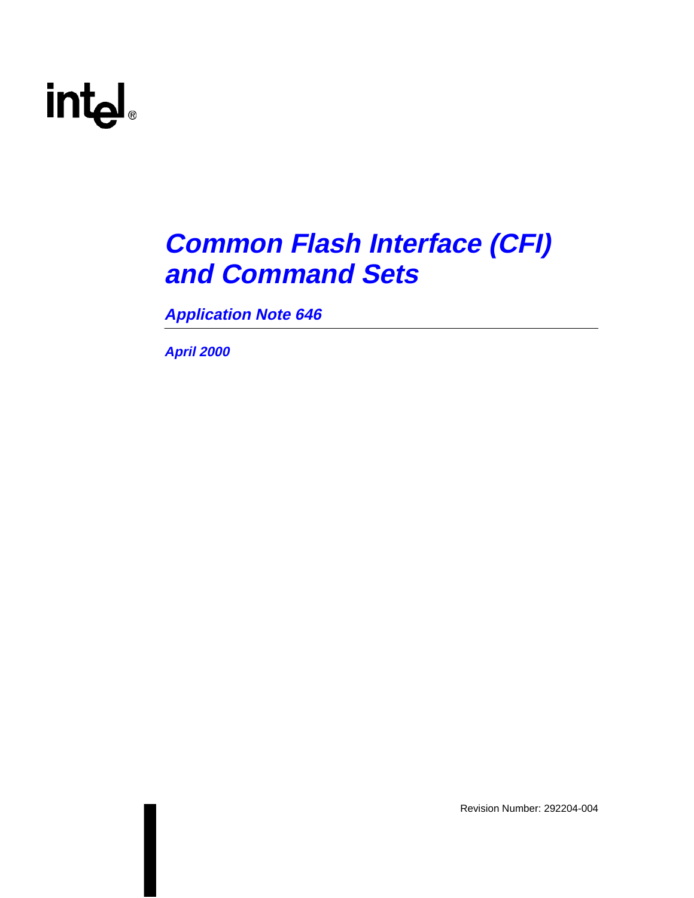# Common Flash Interface (CFI) and Command Sets

## *Application Note 646*

*April 2000*

Revision Number: 292204-004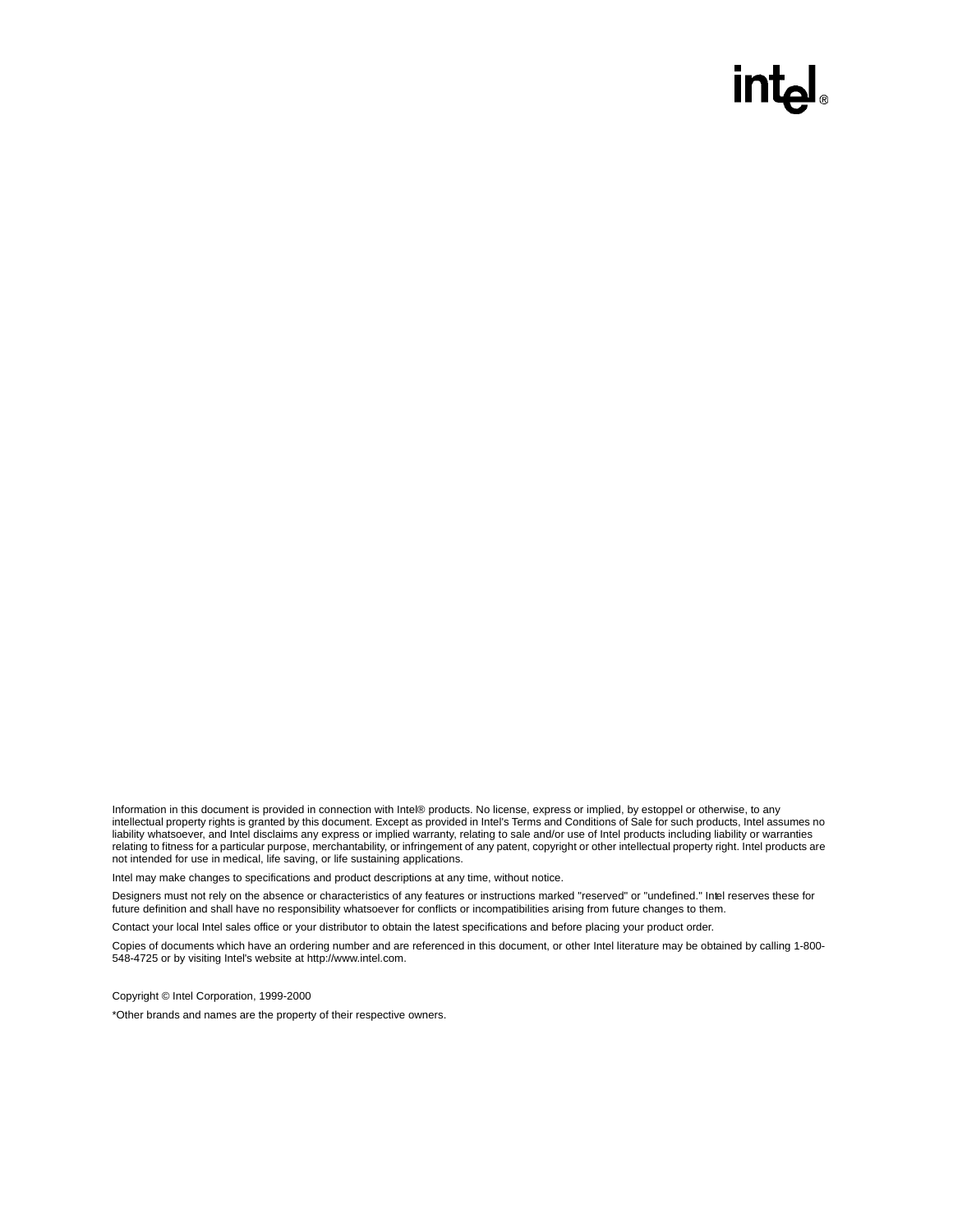Information in this document is provided in connection with Intel® products. No license, express or implied, by estoppel or otherwise, to any intellectual property rights is granted by this document. Except as provided in Intel's Terms and Conditions of Sale for such products, Intel assumes no liability whatsoever, and Intel disclaims any express or implied warranty, relating to sale and/or use of Intel products including liability or warranties relating to fitness for a particular purpose, merchantability, or infringement of any patent, copyright or other intellectual property right. Intel products are not intended for use in medical, life saving, or life sustaining applications.

Intel may make changes to specifications and product descriptions at any time, without notice.

Designers must not rely on the absence or characteristics of any features or instructions marked "reserved" or "undefined." Intel reserves these for future definition and shall have no responsibility whatsoever for conflicts or incompatibilities arising from future changes to them.

Contact your local Intel sales office or your distributor to obtain the latest specifications and before placing your product order.

Copies of documents which have an ordering number and are referenced in this document, or other Intel literature may be obtained by calling 1-800-548-4725 or by visiting Intel's website at http://www.intel.com.

Copyright © Intel Corporation, 1999-2000

*Other brands and names are the property of their respective owners.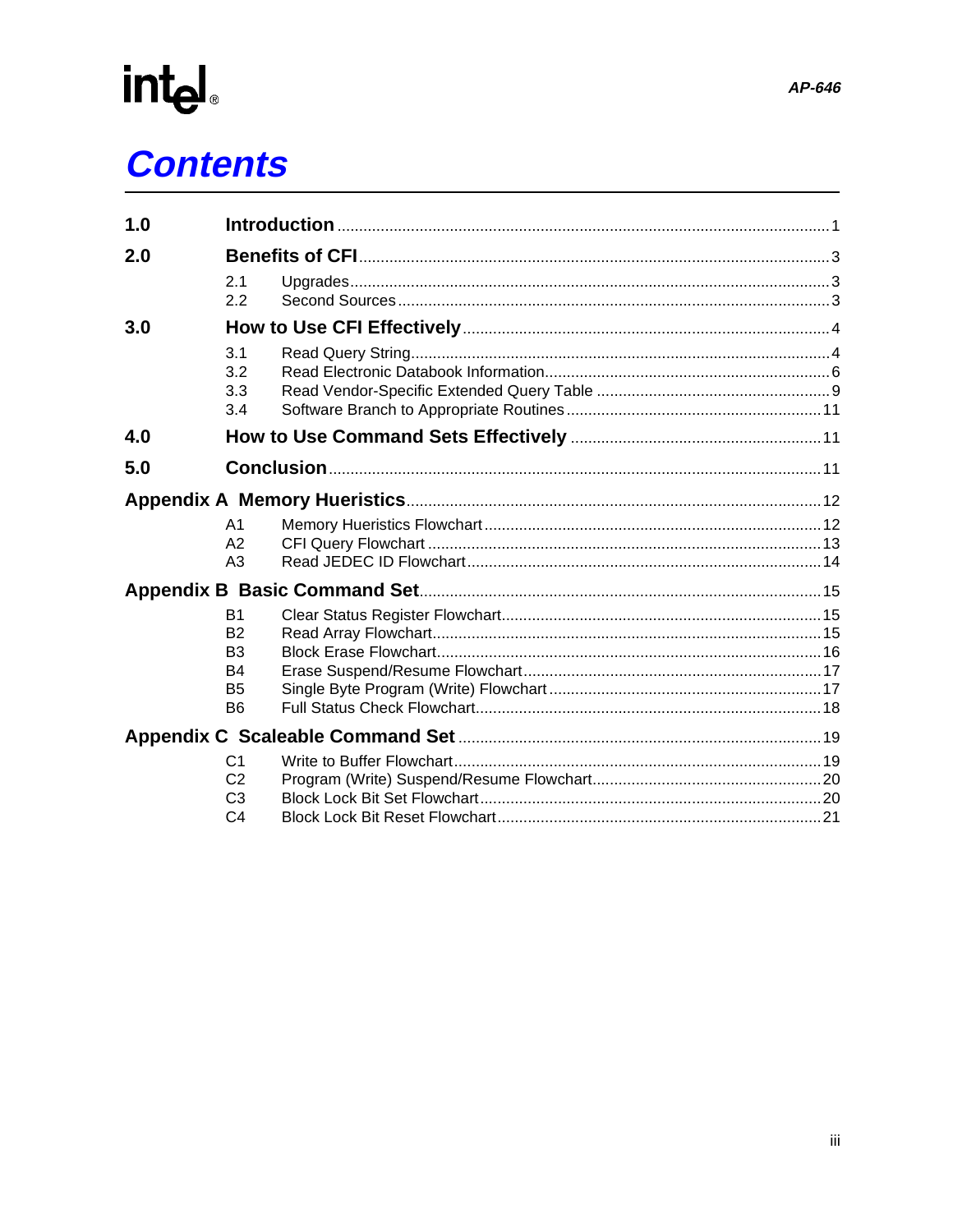# Contents

**1.0 Introduction** ... 1

**2.0 Benefits of CFI** ... 3

- 2.1 Upgrades ... 3
- 2.2 Second Sources ... 3

**3.0 How to Use CFI Effectively** ... 4

- 3.1 Read Query String ... 4
- 3.2 Read Electronic Databook Information ... 6
- 3.3 Read Vendor-Specific Extended Query Table ... 9
- 3.4 Software Branch to Appropriate Routines ... 11

**4.0 How to Use Command Sets Effectively** ... 11

**5.0 Conclusion** ... 11

**Appendix A Memory Heuristics** ... 12

- A1 Memory Heuristics Flowchart ... 12
- A2 CFI Query Flowchart ... 13
- A3 Read JEDEC ID Flowchart ... 14

**Appendix B Basic Command Set** ... 15

- B1 Clear Status Register Flowchart ... 15
- B2 Read Array Flowchart ... 15
- B3 Block Erase Flowchart ... 16
- B4 Erase Suspend/Resume Flowchart ... 17
- B5 Single Byte Program (Write) Flowchart ... 17
- B6 Full Status Check Flowchart ... 18

**Appendix C Scaleable Command Set** ... 19

- C1 Write to Buffer Flowchart ... 19
- C2 Program (Write) Suspend/Resume Flowchart ... 20
- C3 Block Lock Bit Set Flowchart ... 20
- C4 Block Lock Bit Reset Flowchart ... 21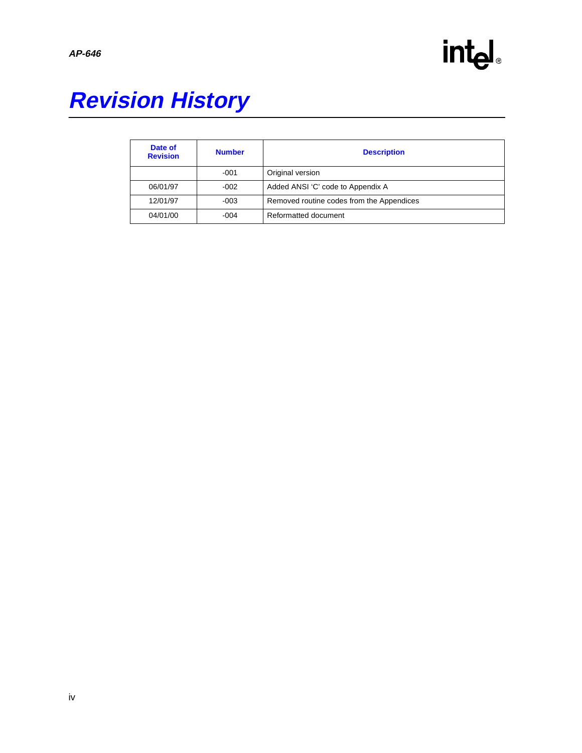# Revision History

| Date of Revision | Number | Description |
| --- | --- | --- |
| | -001 | Original version |
| 06/01/97 | -002 | Added ANSI ‘C’ code to Appendix A |
| 12/01/97 | -003 | Removed routine codes from the Appendices |
| 04/01/00 | -004 | Reformatted document |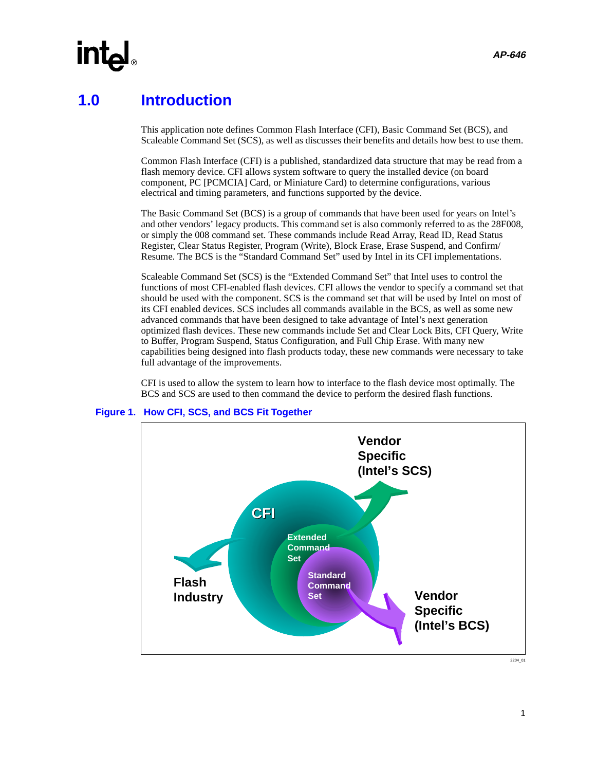# 1.0 Introduction

This application note defines Common Flash Interface (CFI), Basic Command Set (BCS), and Scaleable Command Set (SCS), as well as discusses their benefits and details how best to use them.

Common Flash Interface (CFI) is a published, standardized data structure that may be read from a flash memory device. CFI allows system software to query the installed device (on board component, PC [PCMCIA] Card, or Miniature Card) to determine configurations, various electrical and timing parameters, and functions supported by the device.

The Basic Command Set (BCS) is a group of commands that have been used for years on Intel's and other vendors' legacy products. This command set is also commonly referred to as the 28F008, or simply the 008 command set. These commands include Read Array, Read ID, Read Status Register, Clear Status Register, Program (Write), Block Erase, Erase Suspend, and Confirm/ Resume. The BCS is the "Standard Command Set" used by Intel in its CFI implementations.

Scaleable Command Set (SCS) is the "Extended Command Set" that Intel uses to control the functions of most CFI-enabled flash devices. CFI allows the vendor to specify a command set that should be used with the component. SCS is the command set that will be used by Intel on most of its CFI enabled devices. SCS includes all commands available in the BCS, as well as some new advanced commands that have been designed to take advantage of Intel's next generation optimized flash devices. These new commands include Set and Clear Lock Bits, CFI Query, Write to Buffer, Program Suspend, Status Configuration, and Full Chip Erase. With many new capabilities being designed into flash products today, these new commands were necessary to take full advantage of the improvements.

CFI is used to allow the system to learn how to interface to the flash device most optimally. The BCS and SCS are used to then command the device to perform the desired flash functions.

**Figure 1. How CFI, SCS, and BCS Fit Together**

Vendor Specific (Intel's SCS)

CFI

Extended Command Set

Standard Command Set

Flash Industry

Vendor Specific (Intel's BCS)

2204_01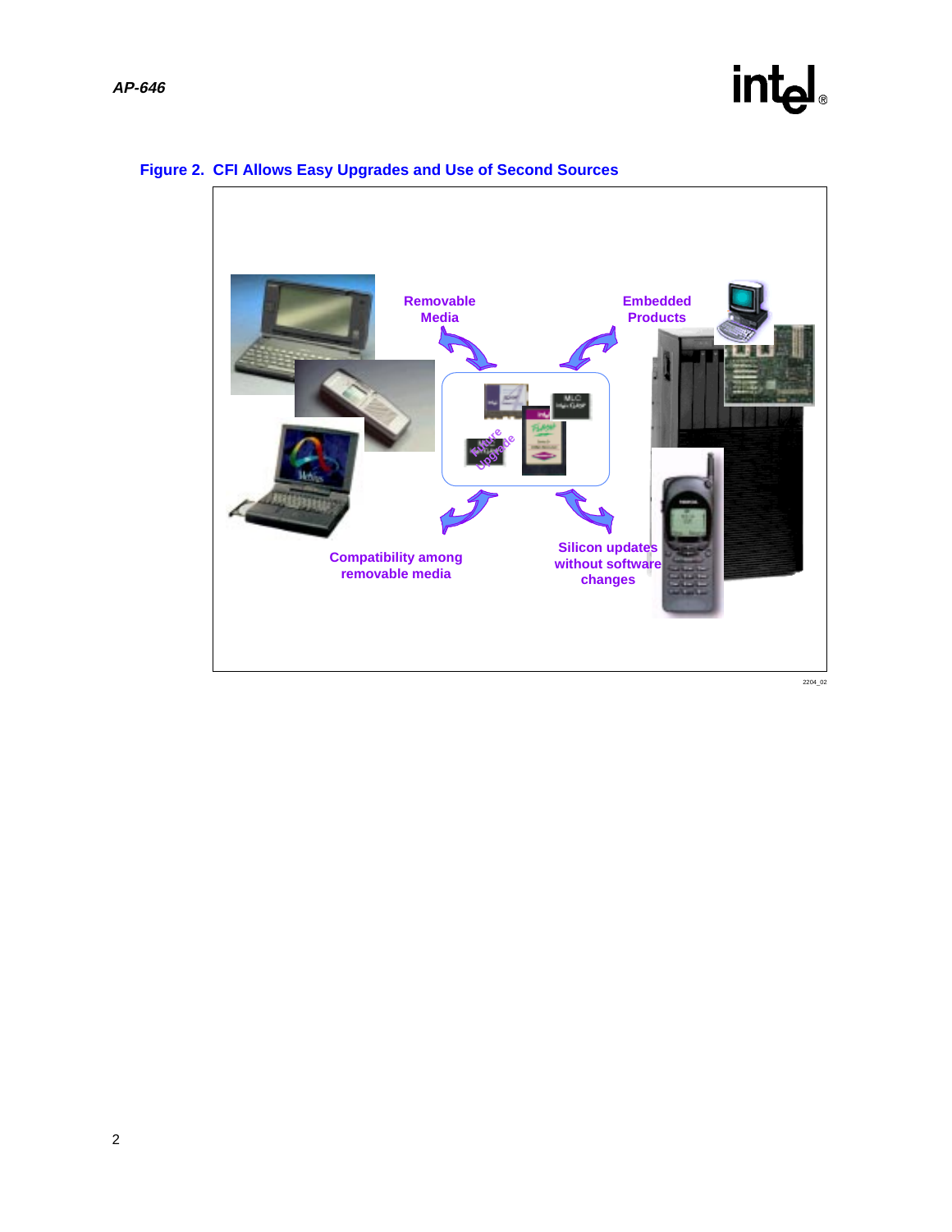Figure 2. CFI Allows Easy Upgrades and Use of Second Sources

Removable Media

Embedded Products

Compatibility among removable media

Silicon updates without software changes

2204_02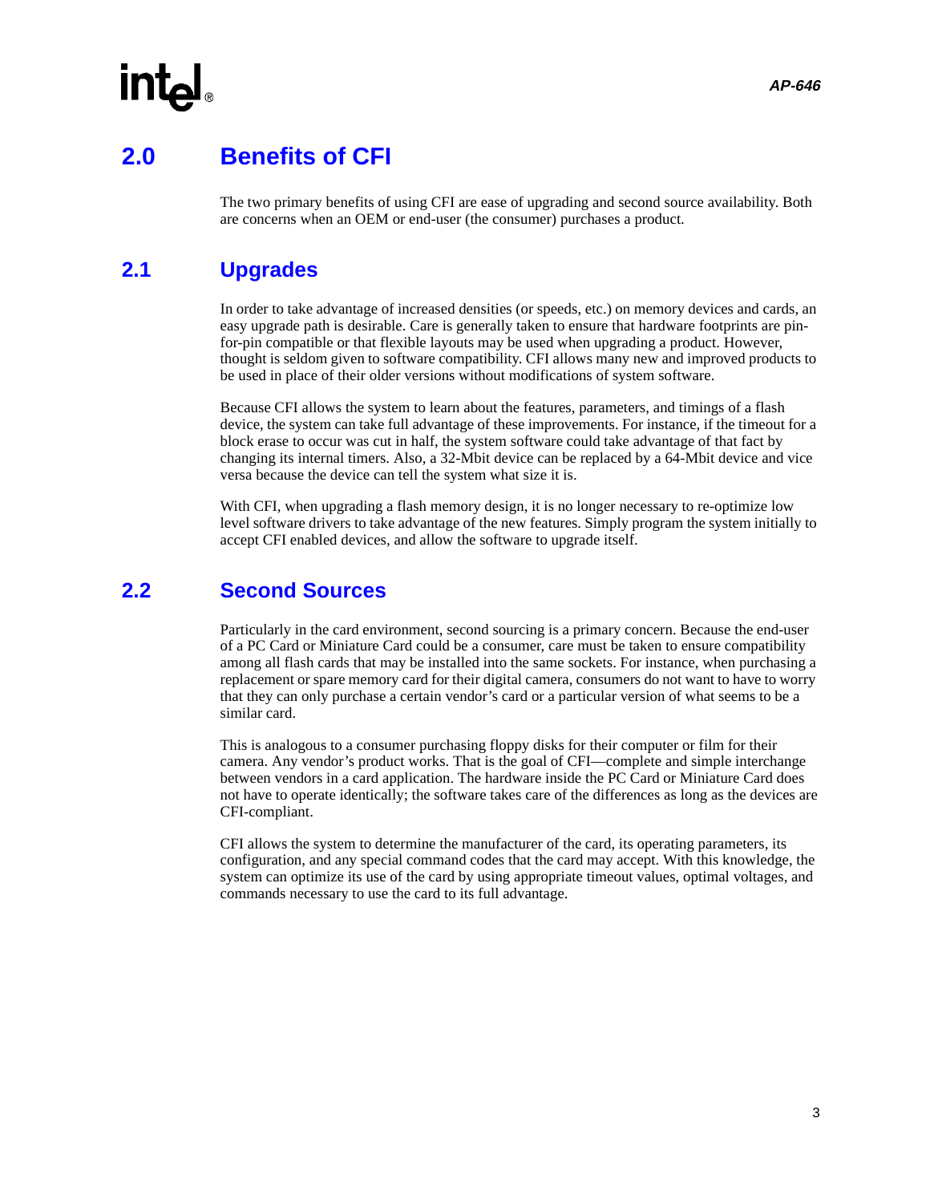## 2.0 Benefits of CFI

The two primary benefits of using CFI are ease of upgrading and second source availability. Both are concerns when an OEM or end-user (the consumer) purchases a product.

### 2.1 Upgrades

In order to take advantage of increased densities (or speeds, etc.) on memory devices and cards, an easy upgrade path is desirable. Care is generally taken to ensure that hardware footprints are pin-for-pin compatible or that flexible layouts may be used when upgrading a product. However, thought is seldom given to software compatibility. CFI allows many new and improved products to be used in place of their older versions without modifications of system software.

Because CFI allows the system to learn about the features, parameters, and timings of a flash device, the system can take full advantage of these improvements. For instance, if the timeout for a block erase to occur was cut in half, the system software could take advantage of that fact by changing its internal timers. Also, a 32-Mbit device can be replaced by a 64-Mbit device and vice versa because the device can tell the system what size it is.

With CFI, when upgrading a flash memory design, it is no longer necessary to re-optimize low level software drivers to take advantage of the new features. Simply program the system initially to accept CFI enabled devices, and allow the software to upgrade itself.

### 2.2 Second Sources

Particularly in the card environment, second sourcing is a primary concern. Because the end-user of a PC Card or Miniature Card could be a consumer, care must be taken to ensure compatibility among all flash cards that may be installed into the same sockets. For instance, when purchasing a replacement or spare memory card for their digital camera, consumers do not want to have to worry that they can only purchase a certain vendor's card or a particular version of what seems to be a similar card.

This is analogous to a consumer purchasing floppy disks for their computer or film for their camera. Any vendor's product works. That is the goal of CFI—complete and simple interchange between vendors in a card application. The hardware inside the PC Card or Miniature Card does not have to operate identically; the software takes care of the differences as long as the devices are CFI-compliant.

CFI allows the system to determine the manufacturer of the card, its operating parameters, its configuration, and any special command codes that the card may accept. With this knowledge, the system can optimize its use of the card by using appropriate timeout values, optimal voltages, and commands necessary to use the card to its full advantage.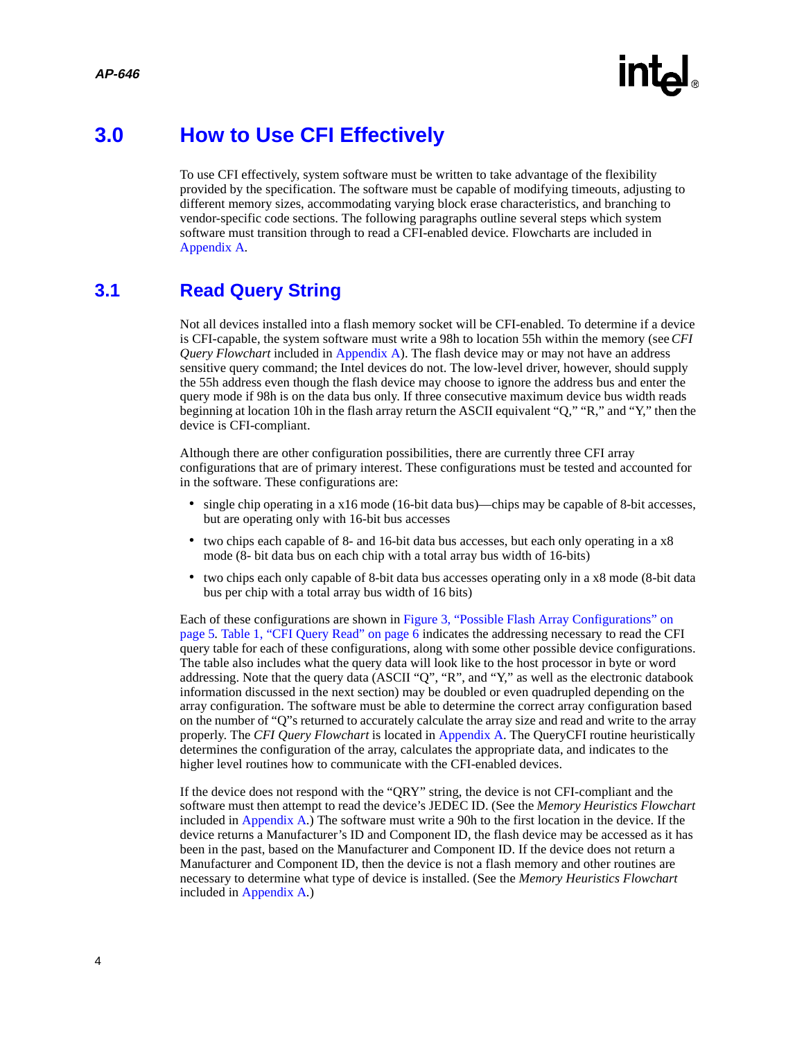# 3.0 How to Use CFI Effectively

To use CFI effectively, system software must be written to take advantage of the flexibility provided by the specification. The software must be capable of modifying timeouts, adjusting to different memory sizes, accommodating varying block erase characteristics, and branching to vendor-specific code sections. The following paragraphs outline several steps which system software must transition through to read a CFI-enabled device. Flowcharts are included in Appendix A.

## 3.1 Read Query String

Not all devices installed into a flash memory socket will be CFI-enabled. To determine if a device is CFI-capable, the system software must write a 98h to location 55h within the memory (see *CFI Query Flowchart* included in Appendix A). The flash device may or may not have an address sensitive query command; the Intel devices do not. The low-level driver, however, should supply the 55h address even though the flash device may choose to ignore the address bus and enter the query mode if 98h is on the data bus only. If three consecutive maximum device bus width reads beginning at location 10h in the flash array return the ASCII equivalent "Q," "R," and "Y," then the device is CFI-compliant.

Although there are other configuration possibilities, there are currently three CFI array configurations that are of primary interest. These configurations must be tested and accounted for in the software. These configurations are:

- single chip operating in a x16 mode (16-bit data bus)—chips may be capable of 8-bit accesses, but are operating only with 16-bit bus accesses
- two chips each capable of 8- and 16-bit data bus accesses, but each only operating in a x8 mode (8- bit data bus on each chip with a total array bus width of 16-bits)
- two chips each only capable of 8-bit data bus accesses operating only in a x8 mode (8-bit data bus per chip with a total array bus width of 16 bits)

Each of these configurations are shown in Figure 3, "Possible Flash Array Configurations" on page 5. Table 1, "CFI Query Read" on page 6 indicates the addressing necessary to read the CFI query table for each of these configurations, along with some other possible device configurations. The table also includes what the query data will look like to the host processor in byte or word addressing. Note that the query data (ASCII "Q", "R", and "Y," as well as the electronic databook information discussed in the next section) may be doubled or even quadrupled depending on the array configuration. The software must be able to determine the correct array configuration based on the number of "Q"s returned to accurately calculate the array size and read and write to the array properly. The *CFI Query Flowchart* is located in Appendix A. The QueryCFI routine heuristically determines the configuration of the array, calculates the appropriate data, and indicates to the higher level routines how to communicate with the CFI-enabled devices.

If the device does not respond with the "QRY" string, the device is not CFI-compliant and the software must then attempt to read the device's JEDEC ID. (See the *Memory Heuristics Flowchart* included in Appendix A.) The software must write a 90h to the first location in the device. If the device returns a Manufacturer's ID and Component ID, the flash device may be accessed as it has been in the past, based on the Manufacturer and Component ID. If the device does not return a Manufacturer and Component ID, then the device is not a flash memory and other routines are necessary to determine what type of device is installed. (See the *Memory Heuristics Flowchart* included in Appendix A.)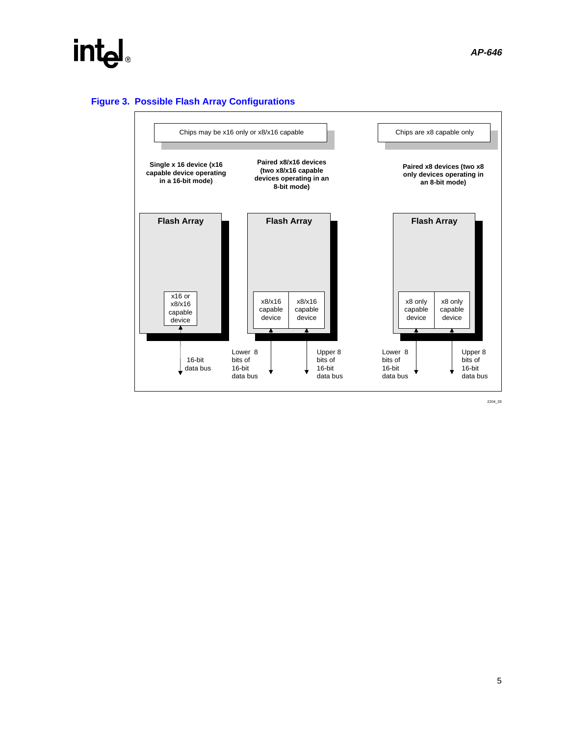**Figure 3. Possible Flash Array Configurations**

Chips may be x16 only or x8/x16 capable

Chips are x8 capable only

**Single x 16 device (x16 capable device operating in a 16-bit mode)**

**Paired x8/x16 devices (two x8/x16 capable devices operating in an 8-bit mode)**

**Paired x8 devices (two x8 only devices operating in an 8-bit mode)**

**Flash Array**

x16 or x8/x16 capable device

16-bit data bus

**Flash Array**

x8/x16 capable device

x8/x16 capable device

Lower 8 bits of 16-bit data bus

Upper 8 bits of 16-bit data bus

**Flash Array**

x8 only capable device

x8 only capable device

Lower 8 bits of 16-bit data bus

Upper 8 bits of 16-bit data bus

2204_03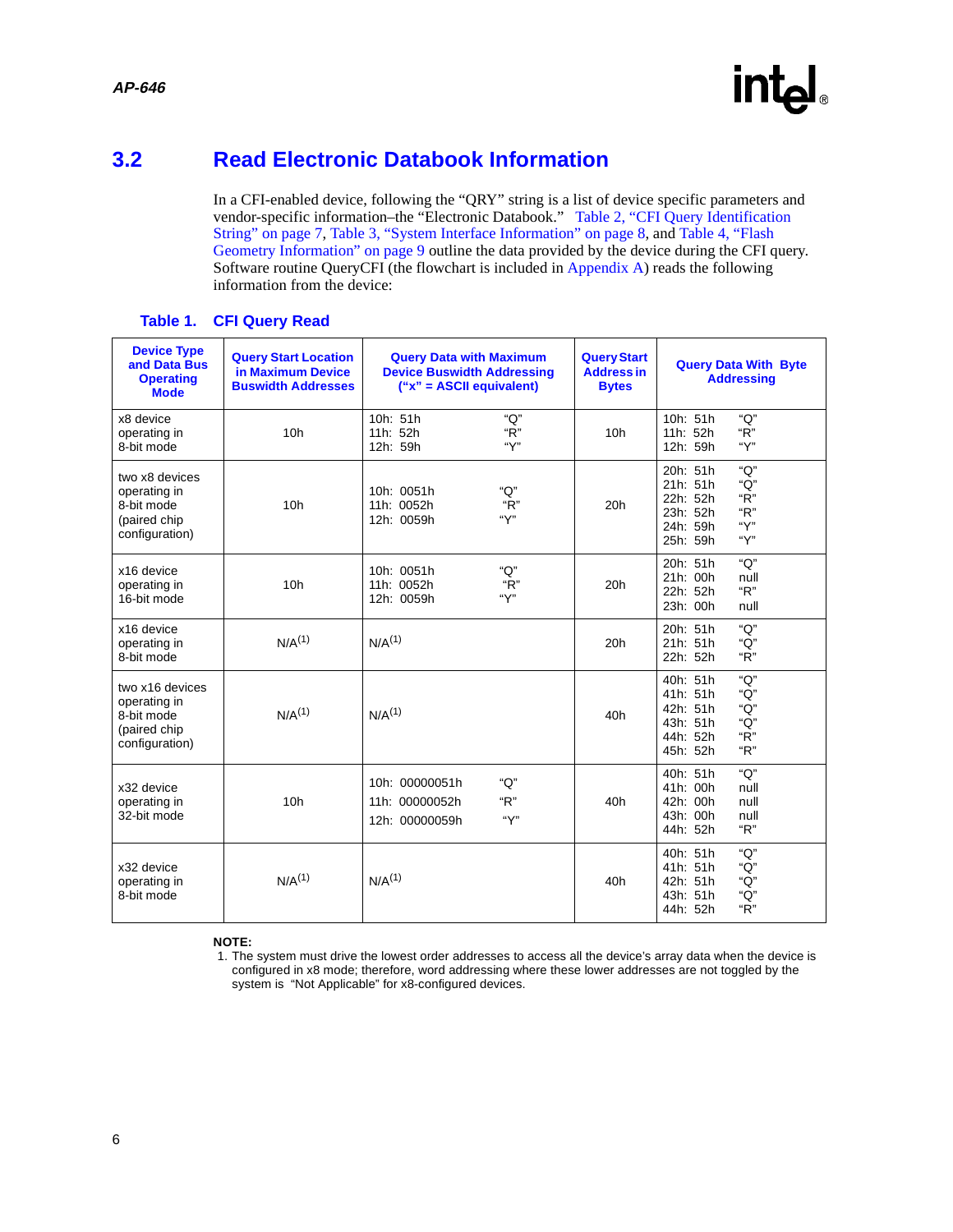## 3.2 Read Electronic Databook Information

In a CFI-enabled device, following the "QRY" string is a list of device specific parameters and vendor-specific information–the "Electronic Databook." Table 2, "CFI Query Identification String" on page 7, Table 3, "System Interface Information" on page 8, and Table 4, "Flash Geometry Information" on page 9 outline the data provided by the device during the CFI query. Software routine QueryCFI (the flowchart is included in Appendix A) reads the following information from the device:

**Table 1. CFI Query Read**

| Device Type and Data Bus Operating Mode | Query Start Location in Maximum Device Buswidth Addresses | Query Data with Maximum Device Buswidth Addressing ("x" = ASCII equivalent) | Query Start Address in Bytes | Query Data With Byte Addressing |
|---|---|---|---|---|
| x8 device operating in 8-bit mode | 10h | 10h: 51h "Q"<br>11h: 52h "R"<br>12h: 59h "Y" | 10h | 10h: 51h "Q"<br>11h: 52h "R"<br>12h: 59h "Y" |
| two x8 devices operating in 8-bit mode (paired chip configuration) | 10h | 10h: 0051h "Q"<br>11h: 0052h "R"<br>12h: 0059h "Y" | 20h | 20h: 51h "Q"<br>21h: 51h "Q"<br>22h: 52h "R"<br>23h: 52h "R"<br>24h: 59h "Y"<br>25h: 59h "Y" |
| x16 device operating in 16-bit mode | 10h | 10h: 0051h "Q"<br>11h: 0052h "R"<br>12h: 0059h "Y" | 20h | 20h: 51h "Q"<br>21h: 00h null<br>22h: 52h "R"<br>23h: 00h null |
| x16 device operating in 8-bit mode | N/A(1) | N/A(1) | 20h | 20h: 51h "Q"<br>21h: 51h "Q"<br>22h: 52h "R" |
| two x16 devices operating in 8-bit mode (paired chip configuration) | N/A(1) | N/A(1) | 40h | 40h: 51h "Q"<br>41h: 51h "Q"<br>42h: 51h "Q"<br>43h: 51h "Q"<br>44h: 52h "R"<br>45h: 52h "R" |
| x32 device operating in 32-bit mode | 10h | 10h: 00000051h "Q"<br>11h: 00000052h "R"<br>12h: 00000059h "Y" | 40h | 40h: 51h "Q"<br>41h: 00h null<br>42h: 00h null<br>43h: 00h null<br>44h: 52h "R" |
| x32 device operating in 8-bit mode | N/A(1) | N/A(1) | 40h | 40h: 51h "Q"<br>41h: 51h "Q"<br>42h: 51h "Q"<br>43h: 51h "Q"<br>44h: 52h "R" |

**NOTE:**

1. The system must drive the lowest order addresses to access all the device's array data when the device is configured in x8 mode; therefore, word addressing where these lower addresses are not toggled by the system is "Not Applicable" for x8-configured devices.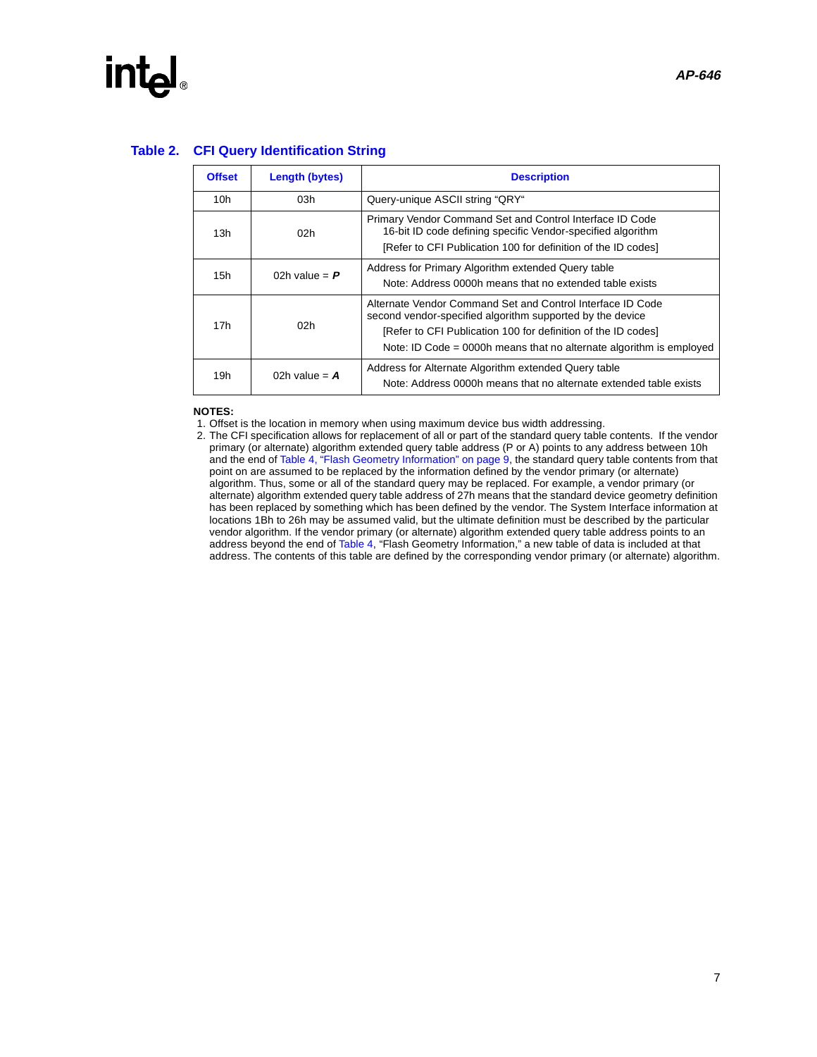### Table 2. CFI Query Identification String

| Offset | Length (bytes) | Description |
|---|---|---|
| 10h | 03h | Query-unique ASCII string "QRY" |
| 13h | 02h | Primary Vendor Command Set and Control Interface ID Code 16-bit ID code defining specific Vendor-specified algorithm [Refer to CFI Publication 100 for definition of the ID codes] |
| 15h | 02h value = ***P*** | Address for Primary Algorithm extended Query table Note: Address 0000h means that no extended table exists |
| 17h | 02h | Alternate Vendor Command Set and Control Interface ID Code second vendor-specified algorithm supported by the device [Refer to CFI Publication 100 for definition of the ID codes] Note: ID Code = 0000h means that no alternate algorithm is employed |
| 19h | 02h value = ***A*** | Address for Alternate Algorithm extended Query table Note: Address 0000h means that no alternate extended table exists |

**NOTES:**

1. Offset is the location in memory when using maximum device bus width addressing.
2. The CFI specification allows for replacement of all or part of the standard query table contents. If the vendor primary (or alternate) algorithm extended query table address (P or A) points to any address between 10h and the end of Table 4, "Flash Geometry Information" on page 9, the standard query table contents from that point on are assumed to be replaced by the information defined by the vendor primary (or alternate) algorithm. Thus, some or all of the standard query may be replaced. For example, a vendor primary (or alternate) algorithm extended query table address of 27h means that the standard device geometry definition has been replaced by something which has been defined by the vendor. The System Interface information at locations 1Bh to 26h may be assumed valid, but the ultimate definition must be described by the particular vendor algorithm. If the vendor primary (or alternate) algorithm extended query table address points to an address beyond the end of Table 4, "Flash Geometry Information," a new table of data is included at that address. The contents of this table are defined by the corresponding vendor primary (or alternate) algorithm.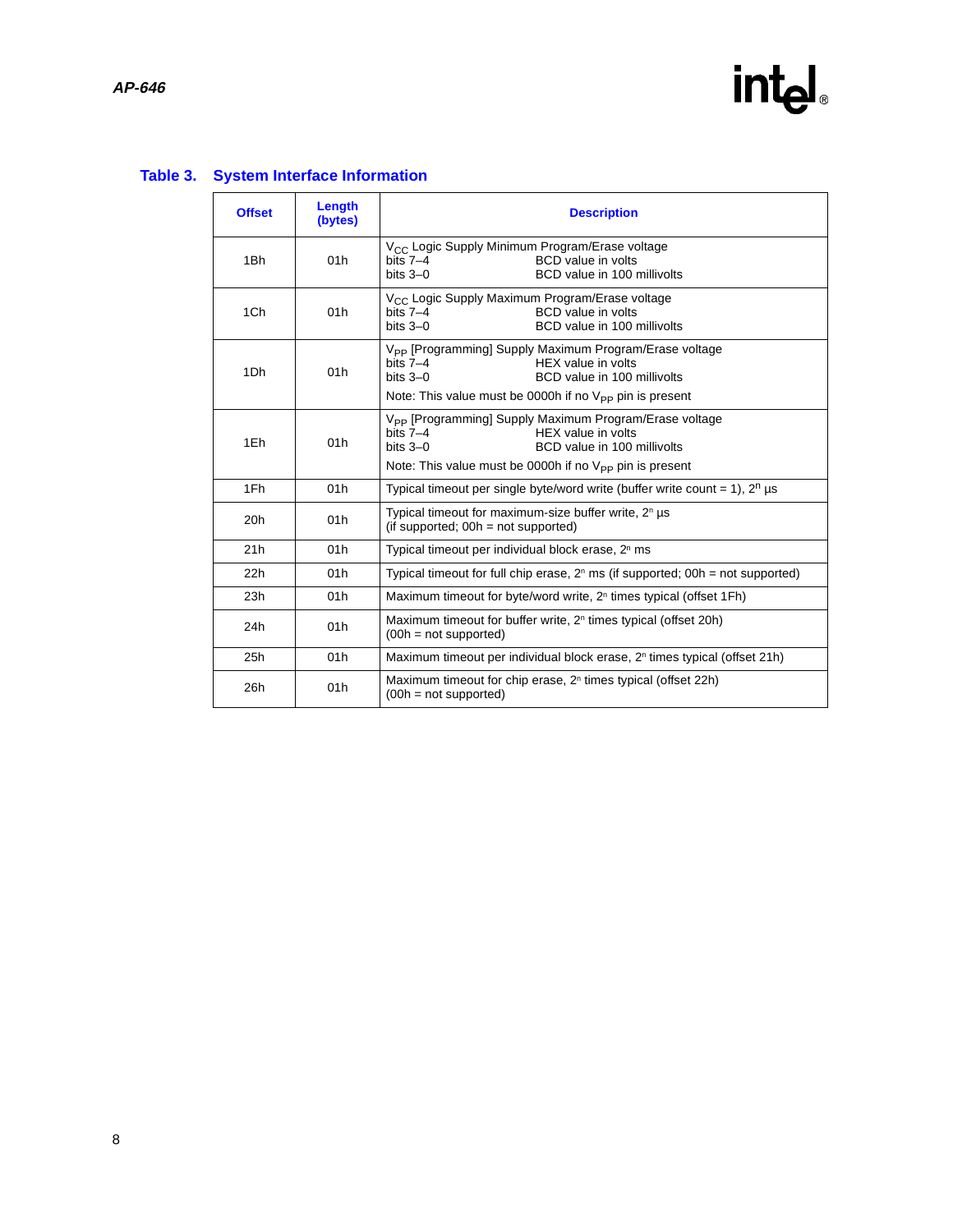### Table 3. System Interface Information

| Offset | Length (bytes) | Description |
|---|---|---|
| 1Bh | 01h | $V_{CC}$ Logic Supply Minimum Program/Erase voltage<br>bits 7–4 BCD value in volts<br>bits 3–0 BCD value in 100 millivolts |
| 1Ch | 01h | $V_{CC}$ Logic Supply Maximum Program/Erase voltage<br>bits 7–4 BCD value in volts<br>bits 3–0 BCD value in 100 millivolts |
| 1Dh | 01h | $V_{PP}$ [Programming] Supply Maximum Program/Erase voltage<br>bits 7–4 HEX value in volts<br>bits 3–0 BCD value in 100 millivolts<br>Note: This value must be 0000h if no $V_{PP}$ pin is present |
| 1Eh | 01h | $V_{PP}$ [Programming] Supply Maximum Program/Erase voltage<br>bits 7–4 HEX value in volts<br>bits 3–0 BCD value in 100 millivolts<br>Note: This value must be 0000h if no $V_{PP}$ pin is present |
| 1Fh | 01h | Typical timeout per single byte/word write (buffer write count = 1), $2^n$ µs |
| 20h | 01h | Typical timeout for maximum-size buffer write, $2^n$ µs<br>(if supported; 00h = not supported) |
| 21h | 01h | Typical timeout per individual block erase, $2^n$ ms |
| 22h | 01h | Typical timeout for full chip erase, $2^n$ ms (if supported; 00h = not supported) |
| 23h | 01h | Maximum timeout for byte/word write, $2^n$ times typical (offset 1Fh) |
| 24h | 01h | Maximum timeout for buffer write, $2^n$ times typical (offset 20h)<br>(00h = not supported) |
| 25h | 01h | Maximum timeout per individual block erase, $2^n$ times typical (offset 21h) |
| 26h | 01h | Maximum timeout for chip erase, $2^n$ times typical (offset 22h)<br>(00h = not supported) |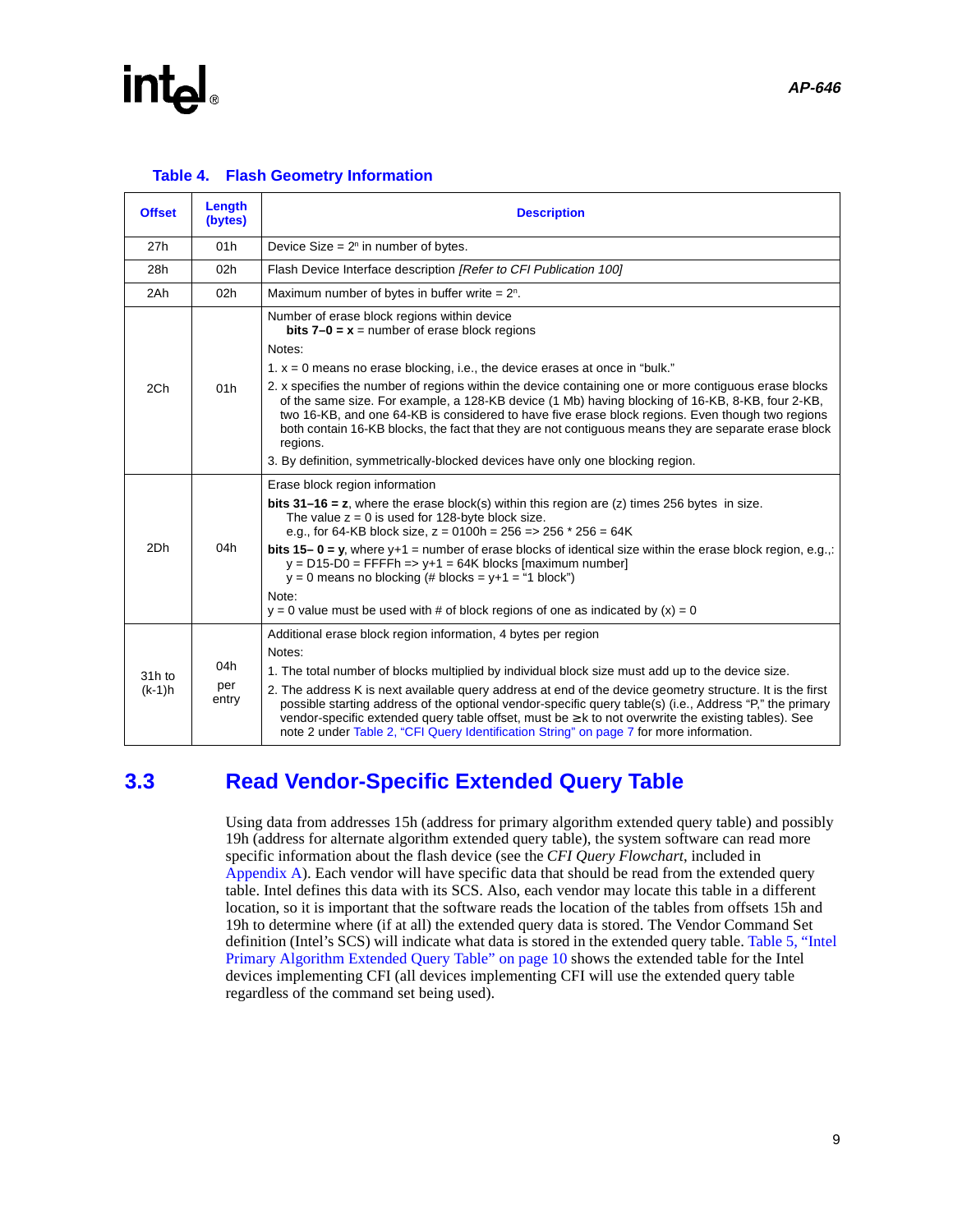**Table 4. Flash Geometry Information**

| Offset | Length (bytes) | Description |
|---|---|---|
| 27h | 01h | Device Size = $2^n$ in number of bytes. |
| 28h | 02h | Flash Device Interface description *[Refer to CFI Publication 100]* |
| 2Ah | 02h | Maximum number of bytes in buffer write = $2^n$. |
| 2Ch | 01h | Number of erase block regions within device<br>**bits 7–0 = x** = number of erase block regions<br>Notes:<br>1. x = 0 means no erase blocking, i.e., the device erases at once in "bulk."<br>2. x specifies the number of regions within the device containing one or more contiguous erase blocks of the same size. For example, a 128-KB device (1 Mb) having blocking of 16-KB, 8-KB, four 2-KB, two 16-KB, and one 64-KB is considered to have five erase block regions. Even though two regions both contain 16-KB blocks, the fact that they are not contiguous means they are separate erase block regions.<br>3. By definition, symmetrically-blocked devices have only one blocking region. |
| 2Dh | 04h | Erase block region information<br>**bits 31–16 = z**, where the erase block(s) within this region are (z) times 256 bytes in size. The value z = 0 is used for 128-byte block size.<br>e.g., for 64-KB block size, z = 0100h = 256 => 256 * 256 = 64K<br>**bits 15– 0 = y**, where y+1 = number of erase blocks of identical size within the erase block region, e.g.,:<br>y = D15-D0 = FFFFh => y+1 = 64K blocks [maximum number]<br>y = 0 means no blocking (# blocks = y+1 = "1 block")<br>Note:<br>y = 0 value must be used with # of block regions of one as indicated by (x) = 0 |
| 31h to (k-1)h | 04h per entry | Additional erase block region information, 4 bytes per region<br>Notes:<br>1. The total number of blocks multiplied by individual block size must add up to the device size.<br>2. The address K is next available query address at end of the device geometry structure. It is the first possible starting address of the optional vendor-specific query table(s) (i.e., Address "P," the primary vendor-specific extended query table offset, must be ≥ k to not overwrite the existing tables). See note 2 under Table 2, "CFI Query Identification String" on page 7 for more information. |

## 3.3 Read Vendor-Specific Extended Query Table

Using data from addresses 15h (address for primary algorithm extended query table) and possibly 19h (address for alternate algorithm extended query table), the system software can read more specific information about the flash device (see the *CFI Query Flowchart*, included in Appendix A). Each vendor will have specific data that should be read from the extended query table. Intel defines this data with its SCS. Also, each vendor may locate this table in a different location, so it is important that the software reads the location of the tables from offsets 15h and 19h to determine where (if at all) the extended query data is stored. The Vendor Command Set definition (Intel's SCS) will indicate what data is stored in the extended query table. Table 5, "Intel Primary Algorithm Extended Query Table" on page 10 shows the extended table for the Intel devices implementing CFI (all devices implementing CFI will use the extended query table regardless of the command set being used).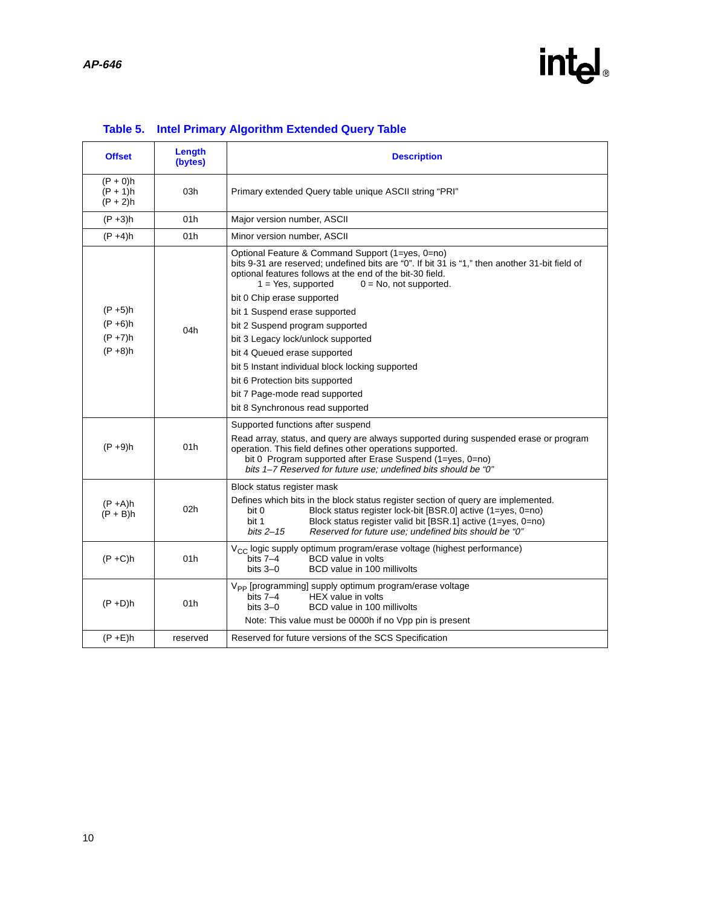### Table 5. Intel Primary Algorithm Extended Query Table

| Offset | Length (bytes) | Description |
|---|---|---|
| (P + 0)h<br>(P + 1)h<br>(P + 2)h | 03h | Primary extended Query table unique ASCII string “PRI” |
| (P +3)h | 01h | Major version number, ASCII |
| (P +4)h | 01h | Minor version number, ASCII |
| (P +5)h<br>(P +6)h<br>(P +7)h<br>(P +8)h | 04h | Optional Feature & Command Support (1=yes, 0=no)<br>bits 9-31 are reserved; undefined bits are “0”. If bit 31 is “1,” then another 31-bit field of optional features follows at the end of the bit-30 field.<br>1 = Yes, supported 0 = No, not supported.<br>bit 0 Chip erase supported<br>bit 1 Suspend erase supported<br>bit 2 Suspend program supported<br>bit 3 Legacy lock/unlock supported<br>bit 4 Queued erase supported<br>bit 5 Instant individual block locking supported<br>bit 6 Protection bits supported<br>bit 7 Page-mode read supported<br>bit 8 Synchronous read supported |
| (P +9)h | 01h | Supported functions after suspend<br>Read array, status, and query are always supported during suspended erase or program operation. This field defines other operations supported.<br>bit 0 Program supported after Erase Suspend (1=yes, 0=no)<br>*bits 1–7 Reserved for future use; undefined bits should be “0”* |
| (P +A)h<br>(P + B)h | 02h | Block status register mask<br>Defines which bits in the block status register section of query are implemented.<br>bit 0 Block status register lock-bit [BSR.0] active (1=yes, 0=no)<br>bit 1 Block status register valid bit [BSR.1] active (1=yes, 0=no)<br>*bits 2–15 Reserved for future use; undefined bits should be “0”* |
| (P +C)h | 01h | $V_{CC}$ logic supply optimum program/erase voltage (highest performance)<br>bits 7–4 BCD value in volts<br>bits 3–0 BCD value in 100 millivolts |
| (P +D)h | 01h | $V_{PP}$ [programming] supply optimum program/erase voltage<br>bits 7–4 HEX value in volts<br>bits 3–0 BCD value in 100 millivolts<br>Note: This value must be 0000h if no Vpp pin is present |
| (P +E)h | reserved | Reserved for future versions of the SCS Specification |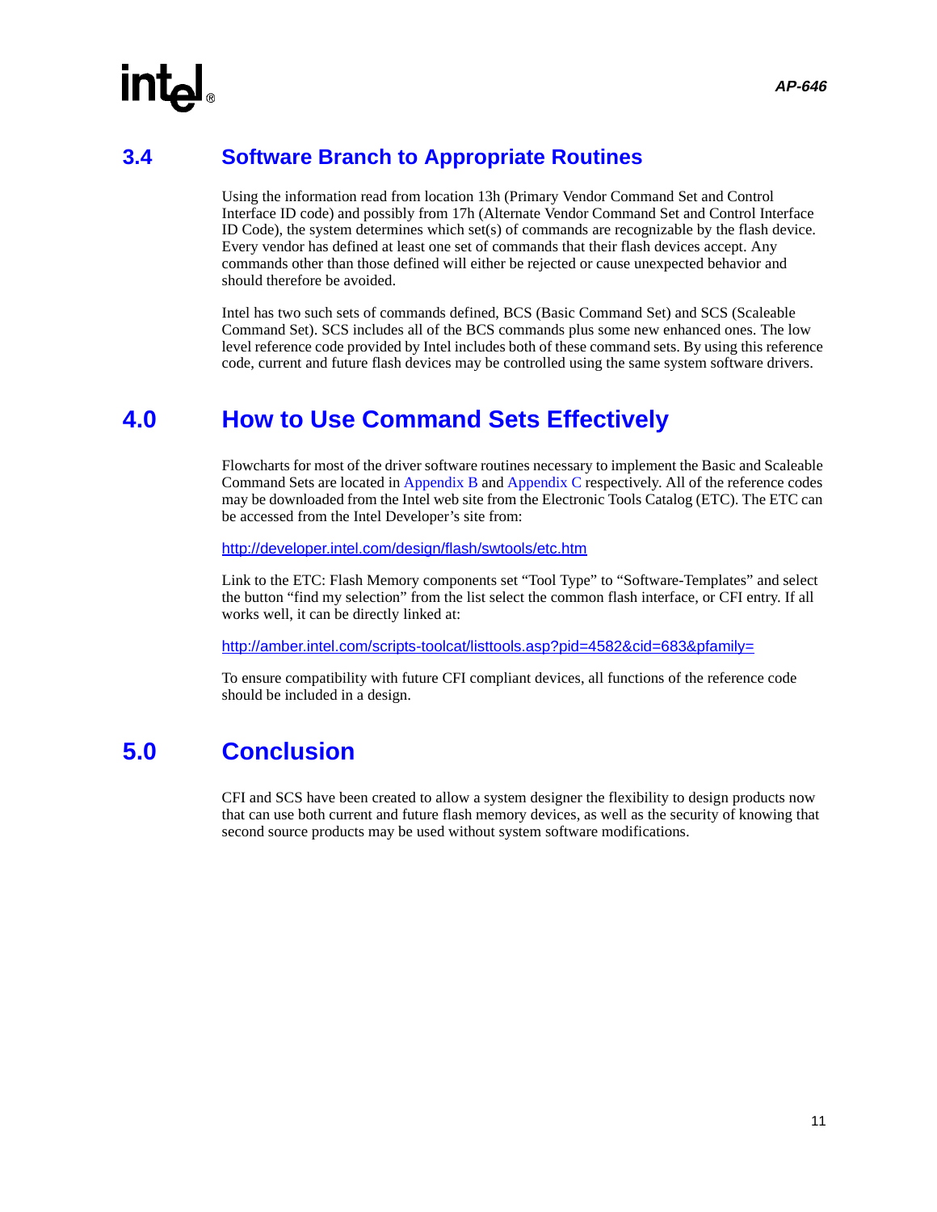## 3.4 Software Branch to Appropriate Routines

Using the information read from location 13h (Primary Vendor Command Set and Control Interface ID code) and possibly from 17h (Alternate Vendor Command Set and Control Interface ID Code), the system determines which set(s) of commands are recognizable by the flash device. Every vendor has defined at least one set of commands that their flash devices accept. Any commands other than those defined will either be rejected or cause unexpected behavior and should therefore be avoided.

Intel has two such sets of commands defined, BCS (Basic Command Set) and SCS (Scaleable Command Set). SCS includes all of the BCS commands plus some new enhanced ones. The low level reference code provided by Intel includes both of these command sets. By using this reference code, current and future flash devices may be controlled using the same system software drivers.

# 4.0 How to Use Command Sets Effectively

Flowcharts for most of the driver software routines necessary to implement the Basic and Scaleable Command Sets are located in Appendix B and Appendix C respectively. All of the reference codes may be downloaded from the Intel web site from the Electronic Tools Catalog (ETC). The ETC can be accessed from the Intel Developer's site from:

http://developer.intel.com/design/flash/swtools/etc.htm

Link to the ETC: Flash Memory components set "Tool Type" to "Software-Templates" and select the button "find my selection" from the list select the common flash interface, or CFI entry. If all works well, it can be directly linked at:

http://amber.intel.com/scripts-toolcat/listtools.asp?pid=4582&cid=683&pfamily=

To ensure compatibility with future CFI compliant devices, all functions of the reference code should be included in a design.

# 5.0 Conclusion

CFI and SCS have been created to allow a system designer the flexibility to design products now that can use both current and future flash memory devices, as well as the security of knowing that second source products may be used without system software modifications.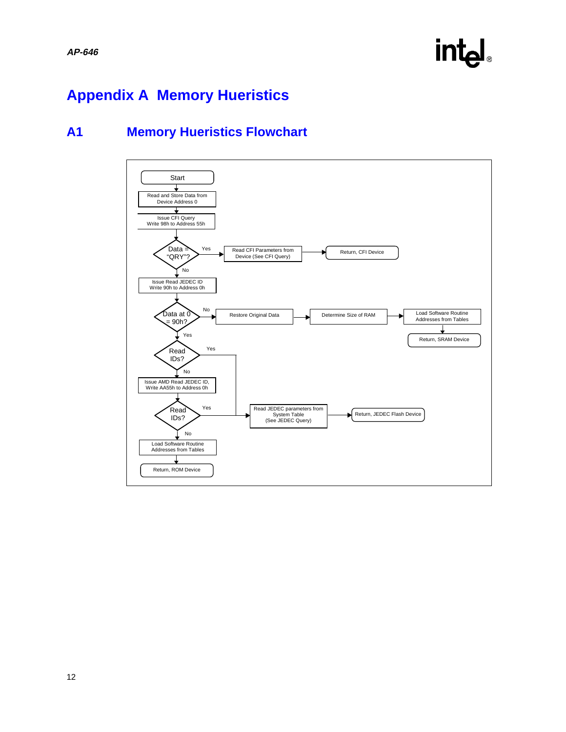# Appendix A Memory Hueristics

## A1 Memory Hueristics Flowchart

- Start
- Read and Store Data from Device Address 0
- Issue CFI Query
  Write 98h to Address 55h
- Data = "QRY"?
  - Yes → Read CFI Parameters from Device (See CFI Query) → Return, CFI Device
  - No → Issue Read JEDEC ID
    Write 90h to Address 0h
- Data at 0 = 90h?
  - No → Restore Original Data → Determine Size of RAM → Load Software Routine Addresses from Tables → Return, SRAM Device
  - Yes → Read IDs?
- Read IDs?
  - Yes → Read JEDEC parameters from System Table (See JEDEC Query) → Return, JEDEC Flash Device
  - No → Issue AMD Read JEDEC ID,
    Write AA55h to Address 0h
- Read IDs?
  - Yes → Read JEDEC parameters from System Table (See JEDEC Query) → Return, JEDEC Flash Device
  - No → Load Software Routine Addresses from Tables → Return, ROM Device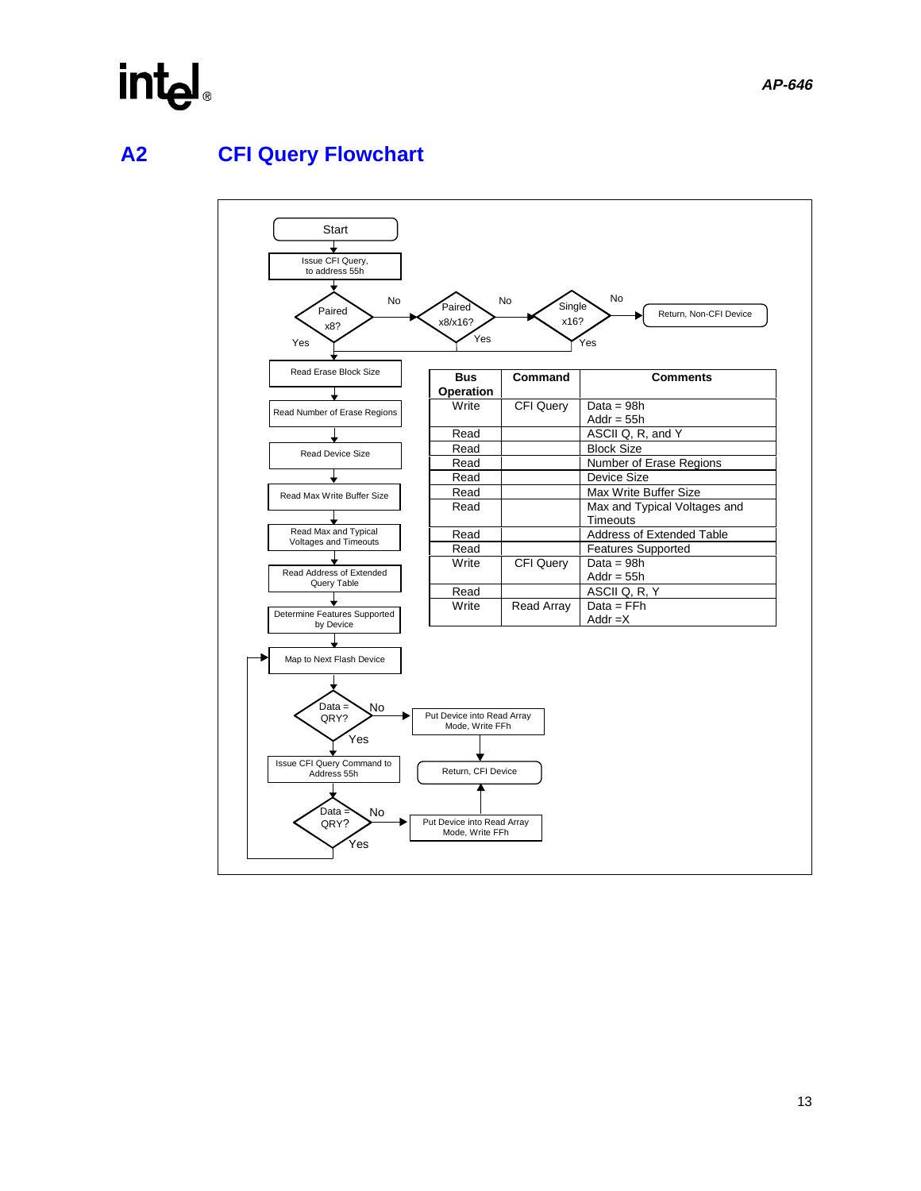## A2 CFI Query Flowchart

Start

Issue CFI Query, to address 55h

Paired x8? — No → Paired x8/x16? — No → Single x16? — No → Return, Non-CFI Device

Yes

Read Erase Block Size

Read Number of Erase Regions

Read Device Size

Read Max Write Buffer Size

Read Max and Typical Voltages and Timeouts

Read Address of Extended Query Table

Determine Features Supported by Device

Map to Next Flash Device

Data = QRY? — No → Put Device into Read Array Mode, Write FFh → Return, CFI Device

Yes

Issue CFI Query Command to Address 55h

Data = QRY? — No → Put Device into Read Array Mode, Write FFh → Return, CFI Device

Yes

| Bus Operation | Command | Comments |
|---|---|---|
| Write | CFI Query | Data = 98h<br>Addr = 55h |
| Read | | ASCII Q, R, and Y |
| Read | | Block Size |
| Read | | Number of Erase Regions |
| Read | | Device Size |
| Read | | Max Write Buffer Size |
| Read | | Max and Typical Voltages and Timeouts |
| Read | | Address of Extended Table |
| Read | | Features Supported |
| Write | CFI Query | Data = 98h<br>Addr = 55h |
| Read | | ASCII Q, R, Y |
| Write | Read Array | Data = FFh<br>Addr =X |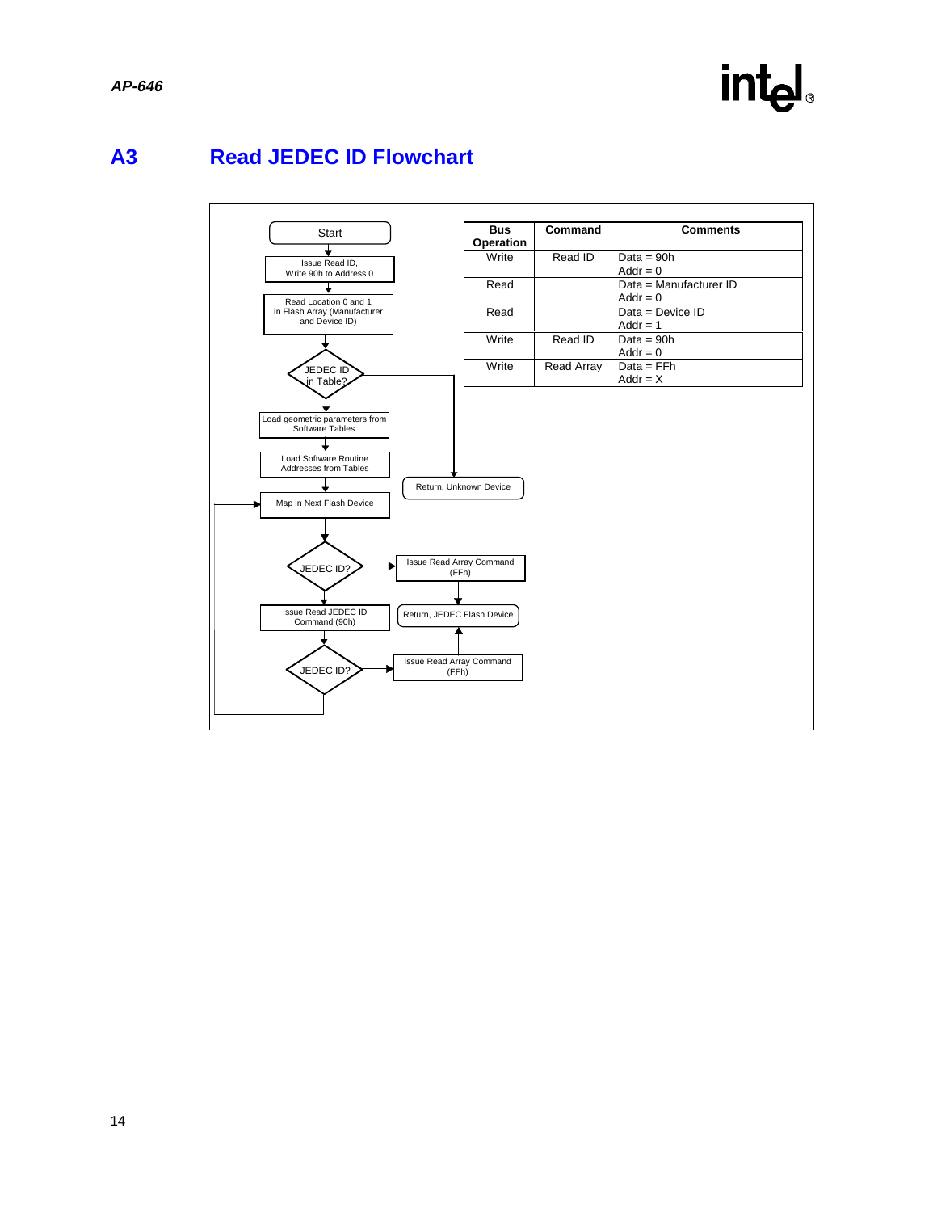## A3 Read JEDEC ID Flowchart

Start

Issue Read ID, Write 90h to Address 0

Read Location 0 and 1 in Flash Array (Manufacturer and Device ID)

JEDEC ID in Table?

Load geometric parameters from Software Tables

Load Software Routine Addresses from Tables

Return, Unknown Device

Map in Next Flash Device

JEDEC ID?

Issue Read Array Command (FFh)

Issue Read JEDEC ID Command (90h)

Return, JEDEC Flash Device

JEDEC ID?

Issue Read Array Command (FFh)

| Bus Operation | Command | Comments |
|---|---|---|
| Write | Read ID | Data = 90h<br>Addr = 0 |
| Read | | Data = Manufacturer ID<br>Addr = 0 |
| Read | | Data = Device ID<br>Addr = 1 |
| Write | Read ID | Data = 90h<br>Addr = 0 |
| Write | Read Array | Data = FFh<br>Addr = X |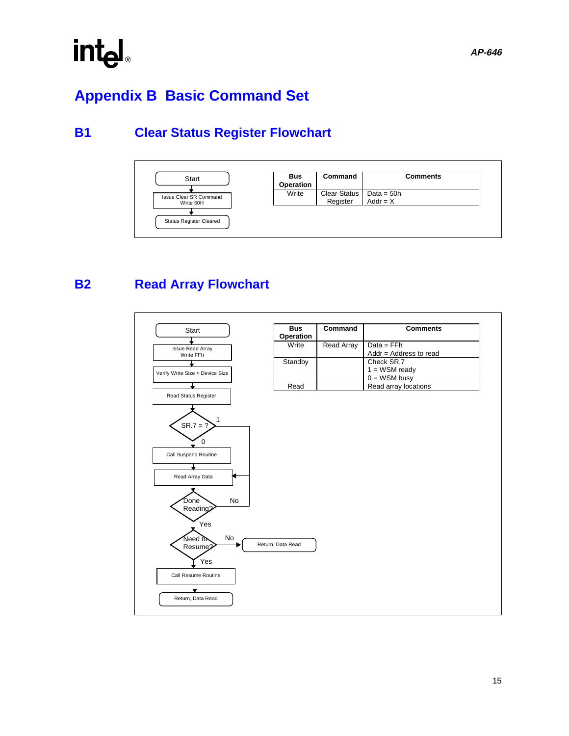# Appendix B Basic Command Set

## B1 Clear Status Register Flowchart

Start

Issue Clear SR Command
Write 50H

Status Register Cleared

| Bus Operation | Command | Comments |
|---|---|---|
| Write | Clear Status Register | Data = 50h<br>Addr = X |

## B2 Read Array Flowchart

Start

Issue Read Array
Write FFh

Verify Write Size < Device Size

Read Status Register

SR.7 = ? (1 → Read Array Data; 0 → Call Suspend Routine)

Call Suspend Routine

Read Array Data

Done Reading? (No → Read Array Data; Yes → Need to Resume?)

Need to Resume? (No → Return, Data Read; Yes → Call Resume Routine)

Call Resume Routine

Return, Data Read

| Bus Operation | Command | Comments |
|---|---|---|
| Write | Read Array | Data = FFh<br>Addr = Address to read |
| Standby | | Check SR.7<br>1 = WSM ready<br>0 = WSM busy |
| Read | | Read array locations |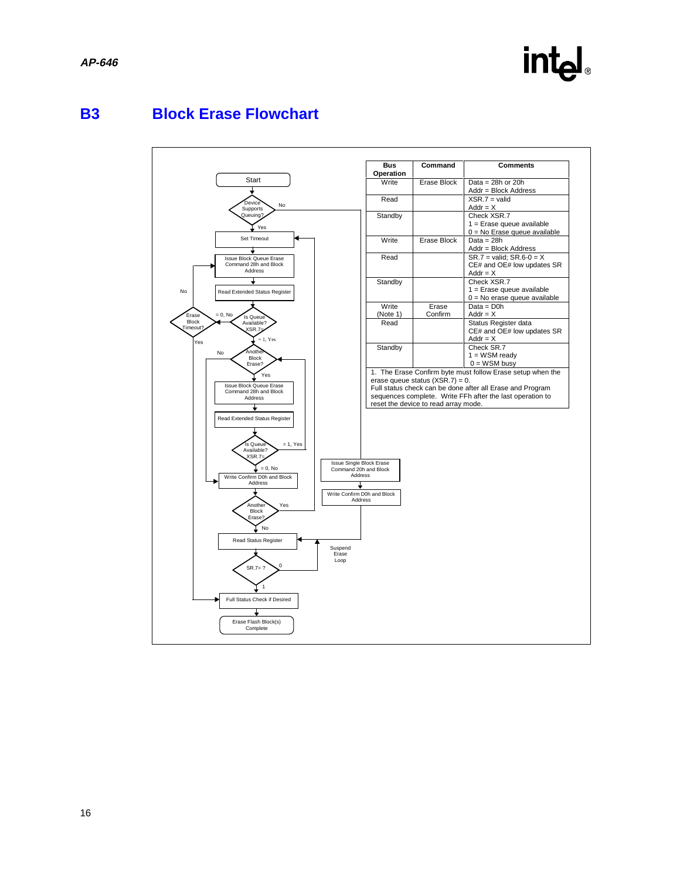# B3 Block Erase Flowchart

Start

Device Supports Queuing? — No → Issue Single Block Erase Command 20h and Block Address → Write Confirm D0h and Block Address → Read Status Register

Yes ↓

Set Timeout

Issue Block Queue Erase Command 28h and Block Address

Read Extended Status Register

Is Queue Available? XSR.7= — = 0, No → Erase Block Timeout? (No → Issue Block Queue Erase Command 28h and Block Address; Yes → Full Status Check if Desired)

= 1, Yes ↓

Another Block Erase? — No → Write Confirm D0h and Block Address

Yes ↓

Issue Block Queue Erase Command 28h and Block Address

Read Extended Status Register

Is Queue Available? XSR.7= — = 1, Yes → Another Block Erase?

= 0, No ↓

Write Confirm D0h and Block Address

Another Block Erase? — Yes → Set Timeout

No ↓

Read Status Register

SR.7= ? — 0 → Read Status Register (Suspend Erase Loop)

1 ↓

Full Status Check if Desired

Erase Flash Block(s) Complete

| Bus Operation | Command | Comments |
|---|---|---|
| Write | Erase Block | Data = 28h or 20h<br>Addr = Block Address |
| Read | | XSR.7 = valid<br>Addr = X |
| Standby | | Check XSR.7<br>1 = Erase queue available<br>0 = No Erase queue available |
| Write | Erase Block | Data = 28h<br>Addr = Block Address |
| Read | | SR.7 = valid; SR.6-0 = X<br>CE# and OE# low updates SR<br>Addr = X |
| Standby | | Check XSR.7<br>1 = Erase queue available<br>0 = No erase queue available |
| Write (Note 1) | Erase Confirm | Data = D0h<br>Addr = X |
| Read | | Status Register data<br>CE# and OE# low updates SR<br>Addr = X |
| Standby | | Check SR.7<br>1 = WSM ready<br>0 = WSM busy |

1. The Erase Confirm byte must follow Erase setup when the erase queue status (XSR.7) = 0.

Full status check can be done after all Erase and Program sequences complete. Write FFh after the last operation to reset the device to read array mode.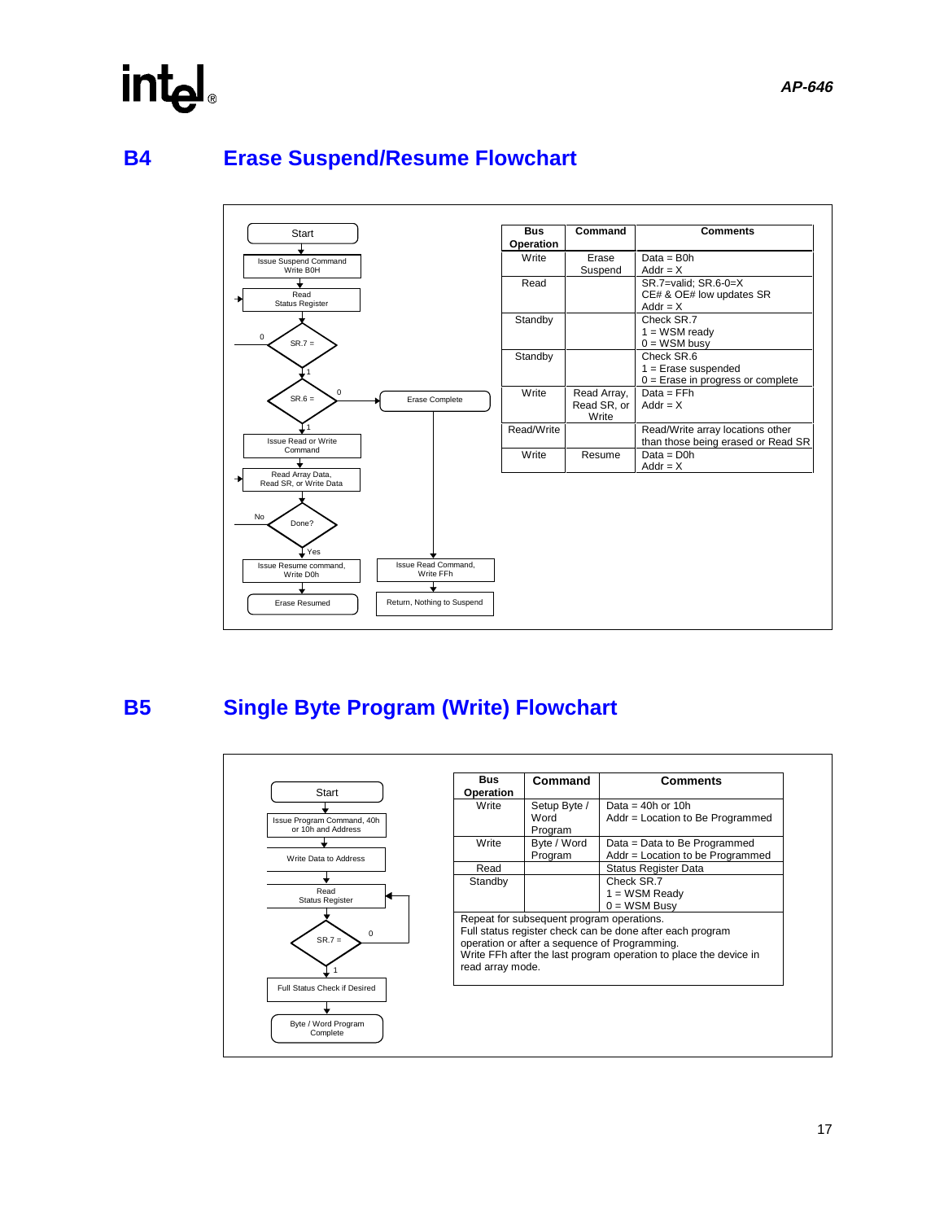## B4 Erase Suspend/Resume Flowchart

Start → Issue Suspend Command Write B0H → Read Status Register → SR.7 = (0: loop back to Read Status Register; 1: continue) → SR.6 = (0: Erase Complete → Issue Read Command, Write FFh → Return, Nothing to Suspend; 1: continue) → Issue Read or Write Command → Read Array Data, Read SR, or Write Data → Done? (No: loop back to Read Array Data; Yes: continue) → Issue Resume command, Write D0h → Erase Resumed

| Bus Operation | Command | Comments |
|---|---|---|
| Write | Erase Suspend | Data = B0h<br>Addr = X |
| Read | | SR.7=valid; SR.6-0=X<br>CE# & OE# low updates SR<br>Addr = X |
| Standby | | Check SR.7<br>1 = WSM ready<br>0 = WSM busy |
| Standby | | Check SR.6<br>1 = Erase suspended<br>0 = Erase in progress or complete |
| Write | Read Array, Read SR, or Write | Data = FFh<br>Addr = X |
| Read/Write | | Read/Write array locations other than those being erased or Read SR |
| Write | Resume | Data = D0h<br>Addr = X |

## B5 Single Byte Program (Write) Flowchart

Start → Issue Program Command, 40h or 10h and Address → Write Data to Address → Read Status Register → SR.7 = (0: loop back to Read Status Register; 1: continue) → Full Status Check if Desired → Byte / Word Program Complete

| Bus Operation | Command | Comments |
|---|---|---|
| Write | Setup Byte / Word Program | Data = 40h or 10h<br>Addr = Location to Be Programmed |
| Write | Byte / Word Program | Data = Data to Be Programmed<br>Addr = Location to be Programmed |
| Read | | Status Register Data |
| Standby | | Check SR.7<br>1 = WSM Ready<br>0 = WSM Busy |

Repeat for subsequent program operations.
Full status register check can be done after each program operation or after a sequence of Programming.
Write FFh after the last program operation to place the device in read array mode.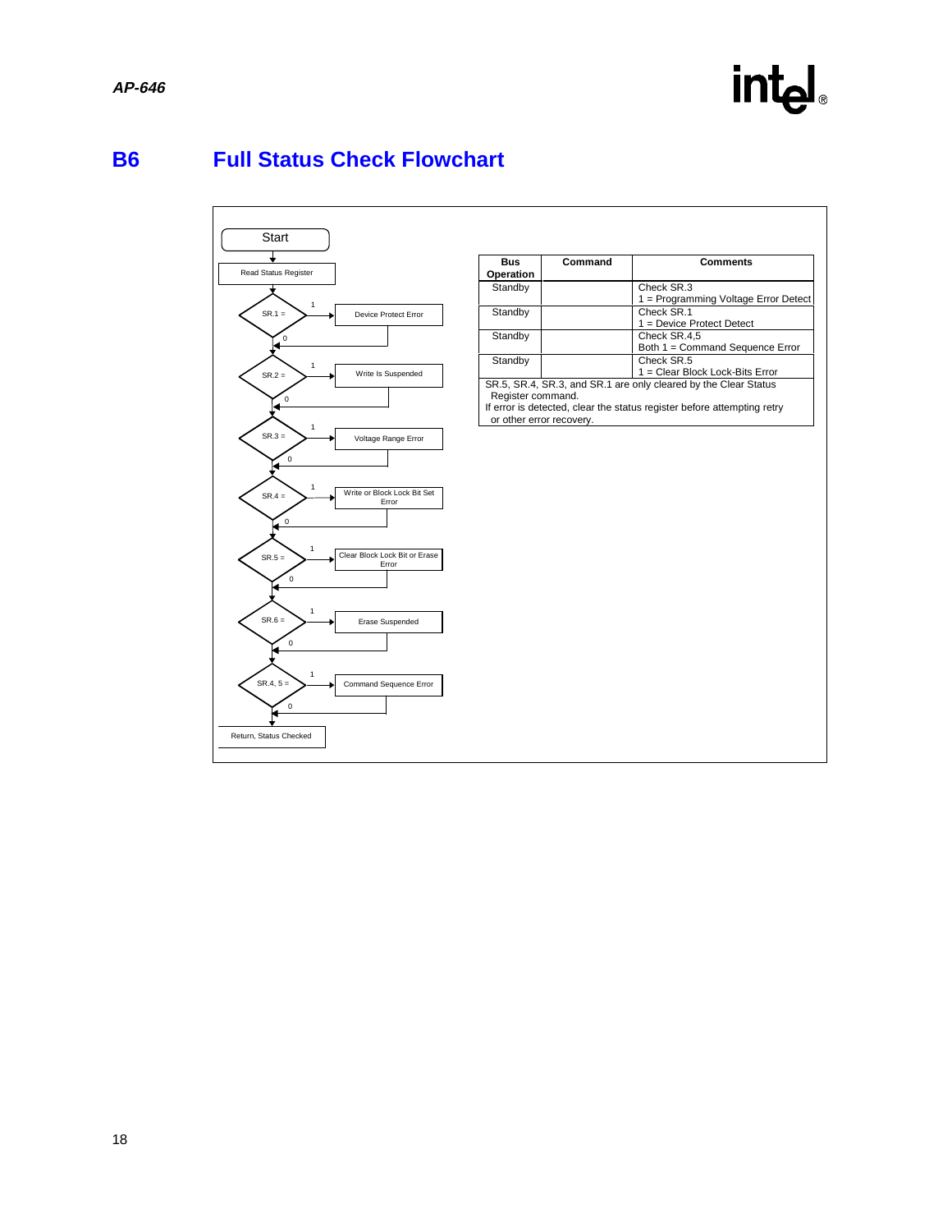## B6 Full Status Check Flowchart

Start

Read Status Register

SR.1 = 1 → Device Protect Error; 0 ↓

SR.2 = 1 → Write Is Suspended; 0 ↓

SR.3 = 1 → Voltage Range Error; 0 ↓

SR.4 = 1 → Write or Block Lock Bit Set Error; 0 ↓

SR.5 = 1 → Clear Block Lock Bit or Erase Error; 0 ↓

SR.6 = 1 → Erase Suspended; 0 ↓

SR.4, 5 = 1 → Command Sequence Error; 0 ↓

Return, Status Checked

| Bus Operation | Command | Comments |
|---|---|---|
| Standby | | Check SR.3<br>1 = Programming Voltage Error Detect |
| Standby | | Check SR.1<br>1 = Device Protect Detect |
| Standby | | Check SR.4,5<br>Both 1 = Command Sequence Error |
| Standby | | Check SR.5<br>1 = Clear Block Lock-Bits Error |

SR.5, SR.4, SR.3, and SR.1 are only cleared by the Clear Status Register command.
If error is detected, clear the status register before attempting retry or other error recovery.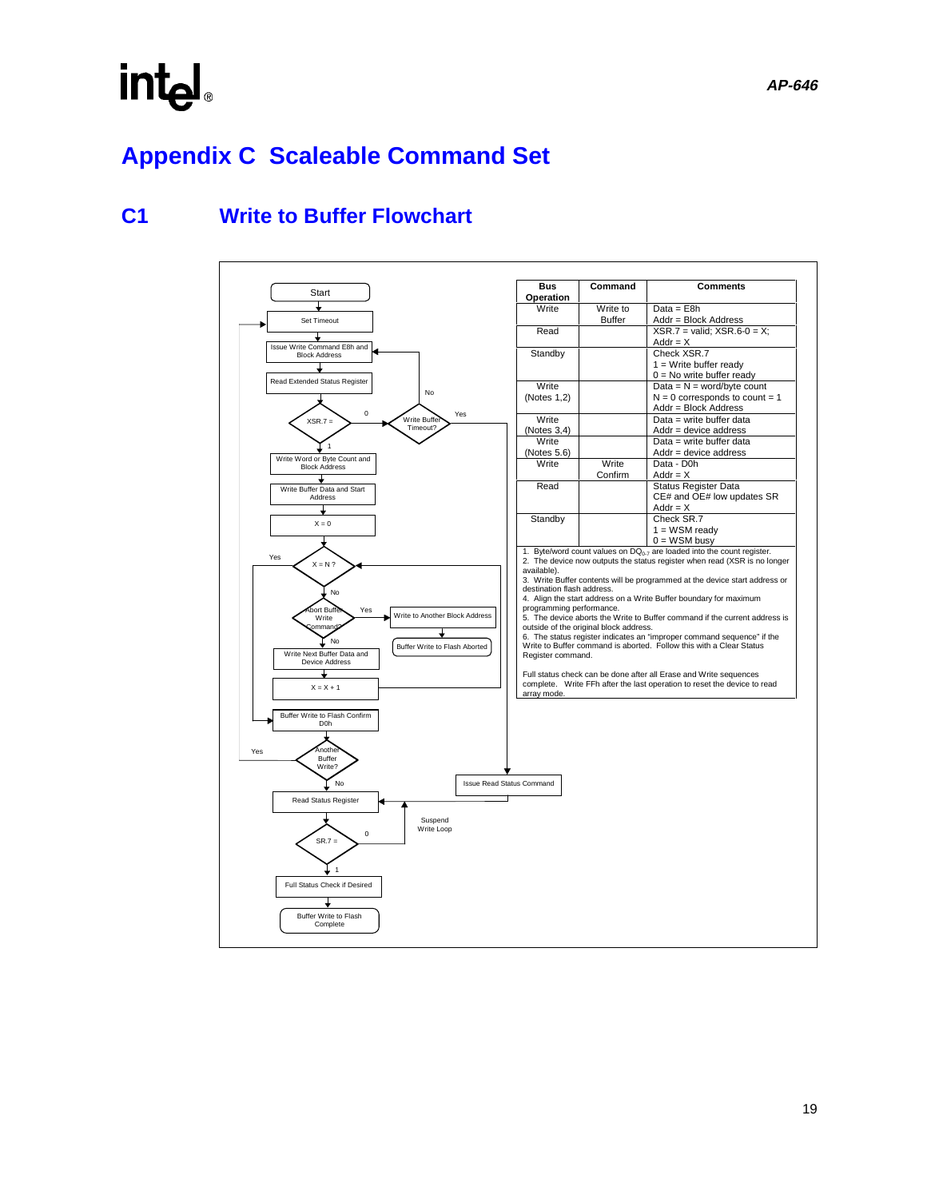# Appendix C Scaleable Command Set

## C1 Write to Buffer Flowchart

Start

Set Timeout

Issue Write Command E8h and Block Address

Read Extended Status Register

XSR.7 = (0 → Write Buffer Timeout? No → Issue Write Command E8h and Block Address; Yes → Issue Read Status Command)

1

Write Word or Byte Count and Block Address

Write Buffer Data and Start Address

X = 0

X = N ? (Yes → Buffer Write to Flash Confirm D0h)

No

Abort Buffer Write Command? (Yes → Write to Another Block Address → Buffer Write to Flash Aborted)

No

Write Next Buffer Data and Device Address

X = X + 1

Buffer Write to Flash Confirm D0h

Another Buffer Write? (Yes → Set Timeout)

No

Read Status Register

SR.7 = (0 → Suspend Write Loop)

1

Full Status Check if Desired

Buffer Write to Flash Complete

| Bus Operation | Command | Comments |
|---|---|---|
| Write | Write to Buffer | Data = E8h<br>Addr = Block Address |
| Read | | XSR.7 = valid; XSR.6-0 = X;<br>Addr = X |
| Standby | | Check XSR.7<br>1 = Write buffer ready<br>0 = No write buffer ready |
| Write (Notes 1,2) | | Data = N = word/byte count<br>N = 0 corresponds to count = 1<br>Addr = Block Address |
| Write (Notes 3,4) | | Data = write buffer data<br>Addr = device address |
| Write (Notes 5.6) | | Data = write buffer data<br>Addr = device address |
| Write | Write Confirm | Data - D0h<br>Addr = X |
| Read | | Status Register Data<br>CE# and OE# low updates SR<br>Addr = X |
| Standby | | Check SR.7<br>1 = WSM ready<br>0 = WSM busy |

1. Byte/word count values on $DQ_{0-7}$ are loaded into the count register.
2. The device now outputs the status register when read (XSR is no longer available).
3. Write Buffer contents will be programmed at the device start address or destination flash address.
4. Align the start address on a Write Buffer boundary for maximum programming performance.
5. The device aborts the Write to Buffer command if the current address is outside of the original block address.
6. The status register indicates an "improper command sequence" if the Write to Buffer command is aborted. Follow this with a Clear Status Register command.

Full status check can be done after all Erase and Write sequences complete. Write FFh after the last operation to reset the device to read array mode.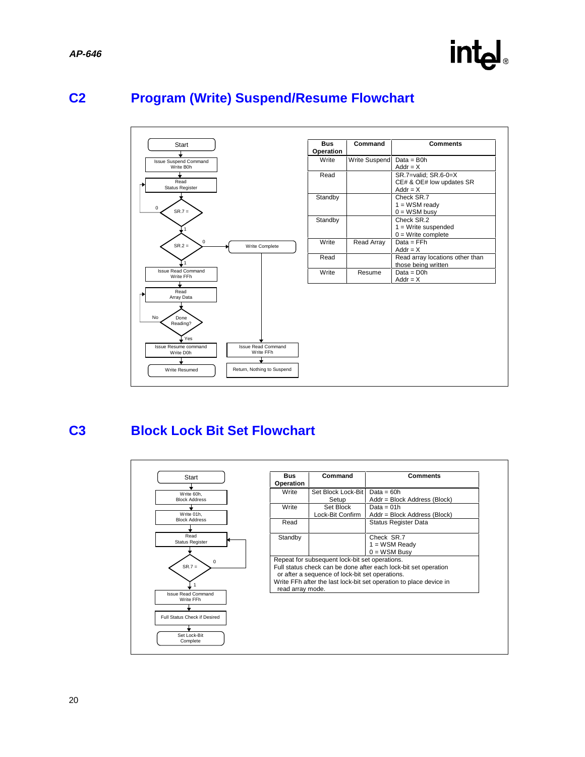## C2 Program (Write) Suspend/Resume Flowchart

Start → Issue Suspend Command Write B0h → Read Status Register → SR.7 = (0: back to Read Status Register; 1: continue) → SR.2 = (0: Write Complete → Issue Read Command Write FFh → Return, Nothing to Suspend; 1: continue) → Issue Read Command Write FFh → Read Array Data → Done Reading? (No: back to Read Array Data; Yes: continue) → Issue Resume command Write D0h → Write Resumed

| Bus Operation | Command | Comments |
|---|---|---|
| Write | Write Suspend | Data = B0h<br>Addr = X |
| Read | | SR.7=valid; SR.6-0=X<br>CE# & OE# low updates SR<br>Addr = X |
| Standby | | Check SR.7<br>1 = WSM ready<br>0 = WSM busy |
| Standby | | Check SR.2<br>1 = Write suspended<br>0 = Write complete |
| Write | Read Array | Data = FFh<br>Addr = X |
| Read | | Read array locations other than those being written |
| Write | Resume | Data = D0h<br>Addr = X |

## C3 Block Lock Bit Set Flowchart

Start → Write 60h, Block Address → Write 01h, Block Address → Read Status Register → SR.7 = (0: back to Read Status Register; 1: continue) → Issue Read Command Write FFh → Full Status Check if Desired → Set Lock-Bit Complete

| Bus Operation | Command | Comments |
|---|---|---|
| Write | Set Block Lock-Bit Setup | Data = 60h<br>Addr = Block Address (Block) |
| Write | Set Block Lock-Bit Confirm | Data = 01h<br>Addr = Block Address (Block) |
| Read | | Status Register Data |
| Standby | | Check SR.7<br>1 = WSM Ready<br>0 = WSM Busy |

Repeat for subsequent lock-bit set operations.
Full status check can be done after each lock-bit set operation or after a sequence of lock-bit set operations.
Write FFh after the last lock-bit set operation to place device in read array mode.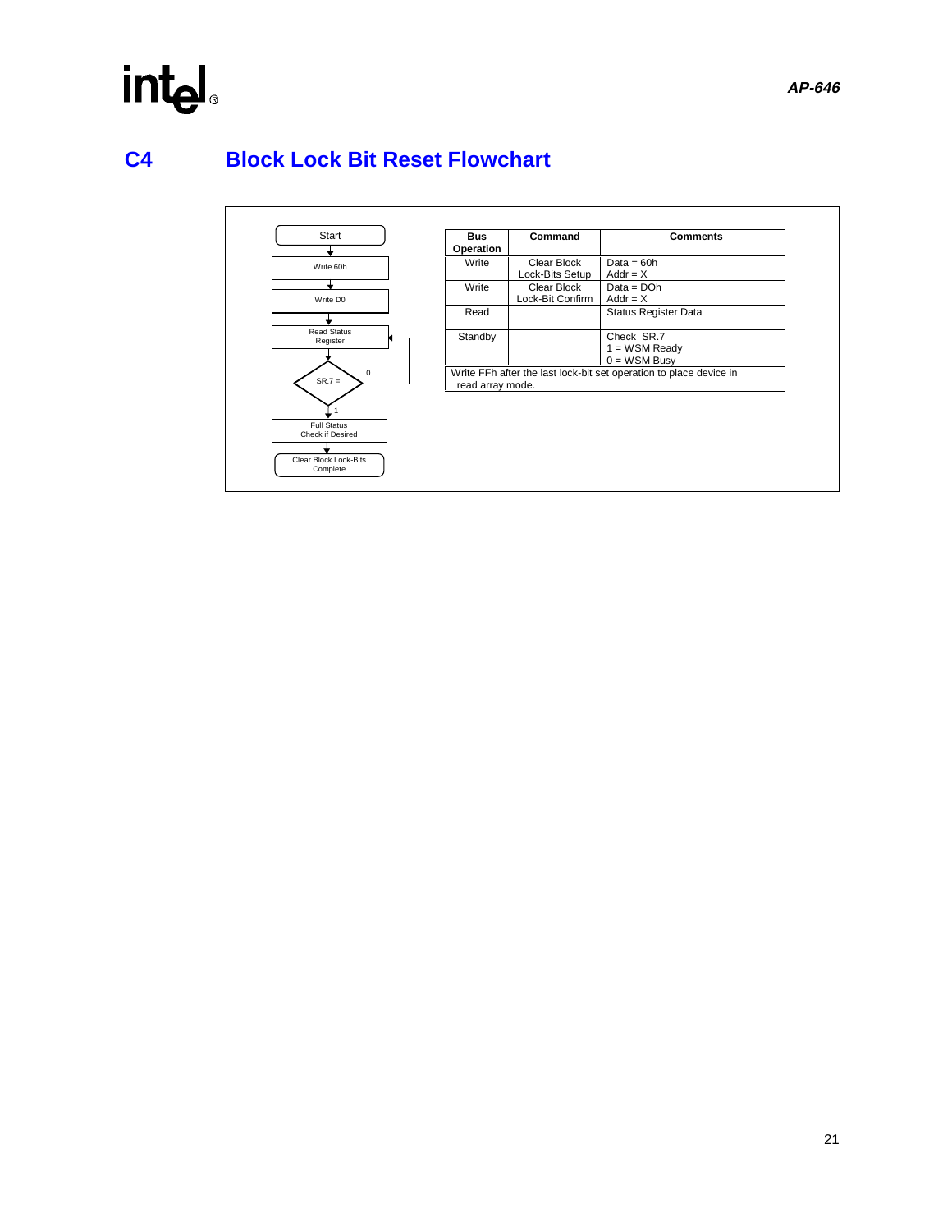## C4 Block Lock Bit Reset Flowchart

Start

Write 60h

Write D0

Read Status Register

SR.7 =

0

1

Full Status Check if Desired

Clear Block Lock-Bits Complete

| Bus Operation | Command | Comments |
|---|---|---|
| Write | Clear Block Lock-Bits Setup | Data = 60h<br>Addr = X |
| Write | Clear Block Lock-Bit Confirm | Data = DOh<br>Addr = X |
| Read | | Status Register Data |
| Standby | | Check SR.7<br>1 = WSM Ready<br>0 = WSM Busy |
| Write FFh after the last lock-bit set operation to place device in read array mode. | | |